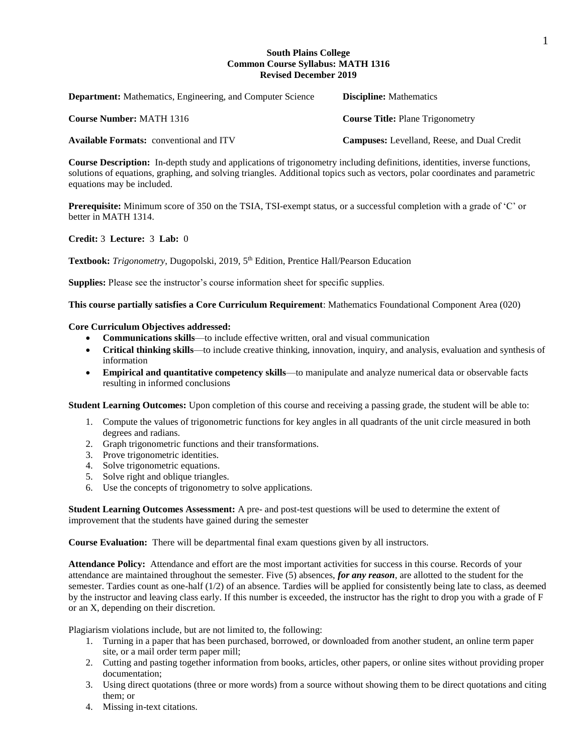**South Plains College**
**Common Course Syllabus: MATH 1316**
**Revised December 2019**

**Department:** Mathematics, Engineering, and Computer Science

**Discipline:** Mathematics

**Course Number:** MATH 1316

**Course Title:** Plane Trigonometry

**Available Formats:** conventional and ITV

**Campuses:** Levelland, Reese, and Dual Credit

**Course Description:** In-depth study and applications of trigonometry including definitions, identities, inverse functions, solutions of equations, graphing, and solving triangles. Additional topics such as vectors, polar coordinates and parametric equations may be included.

**Prerequisite:** Minimum score of 350 on the TSIA, TSI-exempt status, or a successful completion with a grade of 'C' or better in MATH 1314.

**Credit:** 3 **Lecture:** 3 **Lab:** 0

**Textbook:** *Trigonometry*, Dugopolski, 2019, 5th Edition, Prentice Hall/Pearson Education

**Supplies:** Please see the instructor's course information sheet for specific supplies.

**This course partially satisfies a Core Curriculum Requirement**: Mathematics Foundational Component Area (020)

**Core Curriculum Objectives addressed:**

- **Communications skills**—to include effective written, oral and visual communication
- **Critical thinking skills**—to include creative thinking, innovation, inquiry, and analysis, evaluation and synthesis of information
- **Empirical and quantitative competency skills**—to manipulate and analyze numerical data or observable facts resulting in informed conclusions

**Student Learning Outcomes:** Upon completion of this course and receiving a passing grade, the student will be able to:

1. Compute the values of trigonometric functions for key angles in all quadrants of the unit circle measured in both degrees and radians.
2. Graph trigonometric functions and their transformations.
3. Prove trigonometric identities.
4. Solve trigonometric equations.
5. Solve right and oblique triangles.
6. Use the concepts of trigonometry to solve applications.

**Student Learning Outcomes Assessment:** A pre- and post-test questions will be used to determine the extent of improvement that the students have gained during the semester

**Course Evaluation:** There will be departmental final exam questions given by all instructors.

**Attendance Policy:** Attendance and effort are the most important activities for success in this course. Records of your attendance are maintained throughout the semester. Five (5) absences, ***for any reason***, are allotted to the student for the semester. Tardies count as one-half (1/2) of an absence. Tardies will be applied for consistently being late to class, as deemed by the instructor and leaving class early. If this number is exceeded, the instructor has the right to drop you with a grade of F or an X, depending on their discretion.

Plagiarism violations include, but are not limited to, the following:

1. Turning in a paper that has been purchased, borrowed, or downloaded from another student, an online term paper site, or a mail order term paper mill;
2. Cutting and pasting together information from books, articles, other papers, or online sites without providing proper documentation;
3. Using direct quotations (three or more words) from a source without showing them to be direct quotations and citing them; or
4. Missing in-text citations.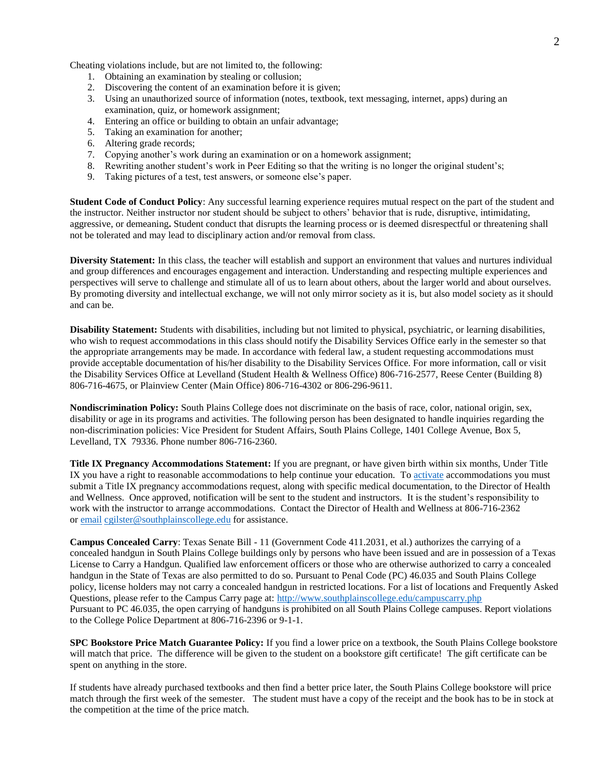Cheating violations include, but are not limited to, the following:

1. Obtaining an examination by stealing or collusion;
2. Discovering the content of an examination before it is given;
3. Using an unauthorized source of information (notes, textbook, text messaging, internet, apps) during an examination, quiz, or homework assignment;
4. Entering an office or building to obtain an unfair advantage;
5. Taking an examination for another;
6. Altering grade records;
7. Copying another's work during an examination or on a homework assignment;
8. Rewriting another student's work in Peer Editing so that the writing is no longer the original student's;
9. Taking pictures of a test, test answers, or someone else's paper.

**Student Code of Conduct Policy**: Any successful learning experience requires mutual respect on the part of the student and the instructor. Neither instructor nor student should be subject to others' behavior that is rude, disruptive, intimidating, aggressive, or demeaning**.** Student conduct that disrupts the learning process or is deemed disrespectful or threatening shall not be tolerated and may lead to disciplinary action and/or removal from class.

**Diversity Statement:** In this class, the teacher will establish and support an environment that values and nurtures individual and group differences and encourages engagement and interaction. Understanding and respecting multiple experiences and perspectives will serve to challenge and stimulate all of us to learn about others, about the larger world and about ourselves. By promoting diversity and intellectual exchange, we will not only mirror society as it is, but also model society as it should and can be.

**Disability Statement:** Students with disabilities, including but not limited to physical, psychiatric, or learning disabilities, who wish to request accommodations in this class should notify the Disability Services Office early in the semester so that the appropriate arrangements may be made. In accordance with federal law, a student requesting accommodations must provide acceptable documentation of his/her disability to the Disability Services Office. For more information, call or visit the Disability Services Office at Levelland (Student Health & Wellness Office) 806-716-2577, Reese Center (Building 8) 806-716-4675, or Plainview Center (Main Office) 806-716-4302 or 806-296-9611.

**Nondiscrimination Policy:** South Plains College does not discriminate on the basis of race, color, national origin, sex, disability or age in its programs and activities. The following person has been designated to handle inquiries regarding the non-discrimination policies: Vice President for Student Affairs, South Plains College, 1401 College Avenue, Box 5, Levelland, TX 79336. Phone number 806-716-2360.

**Title IX Pregnancy Accommodations Statement:** If you are pregnant, or have given birth within six months, Under Title IX you have a right to reasonable accommodations to help continue your education. To activate accommodations you must submit a Title IX pregnancy accommodations request, along with specific medical documentation, to the Director of Health and Wellness. Once approved, notification will be sent to the student and instructors. It is the student's responsibility to work with the instructor to arrange accommodations. Contact the Director of Health and Wellness at 806-716-2362 or email cgilster@southplainscollege.edu for assistance.

**Campus Concealed Carry**: Texas Senate Bill - 11 (Government Code 411.2031, et al.) authorizes the carrying of a concealed handgun in South Plains College buildings only by persons who have been issued and are in possession of a Texas License to Carry a Handgun. Qualified law enforcement officers or those who are otherwise authorized to carry a concealed handgun in the State of Texas are also permitted to do so. Pursuant to Penal Code (PC) 46.035 and South Plains College policy, license holders may not carry a concealed handgun in restricted locations. For a list of locations and Frequently Asked Questions, please refer to the Campus Carry page at: http://www.southplainscollege.edu/campuscarry.php
Pursuant to PC 46.035, the open carrying of handguns is prohibited on all South Plains College campuses. Report violations to the College Police Department at 806-716-2396 or 9-1-1.

**SPC Bookstore Price Match Guarantee Policy:** If you find a lower price on a textbook, the South Plains College bookstore will match that price. The difference will be given to the student on a bookstore gift certificate! The gift certificate can be spent on anything in the store.

If students have already purchased textbooks and then find a better price later, the South Plains College bookstore will price match through the first week of the semester. The student must have a copy of the receipt and the book has to be in stock at the competition at the time of the price match.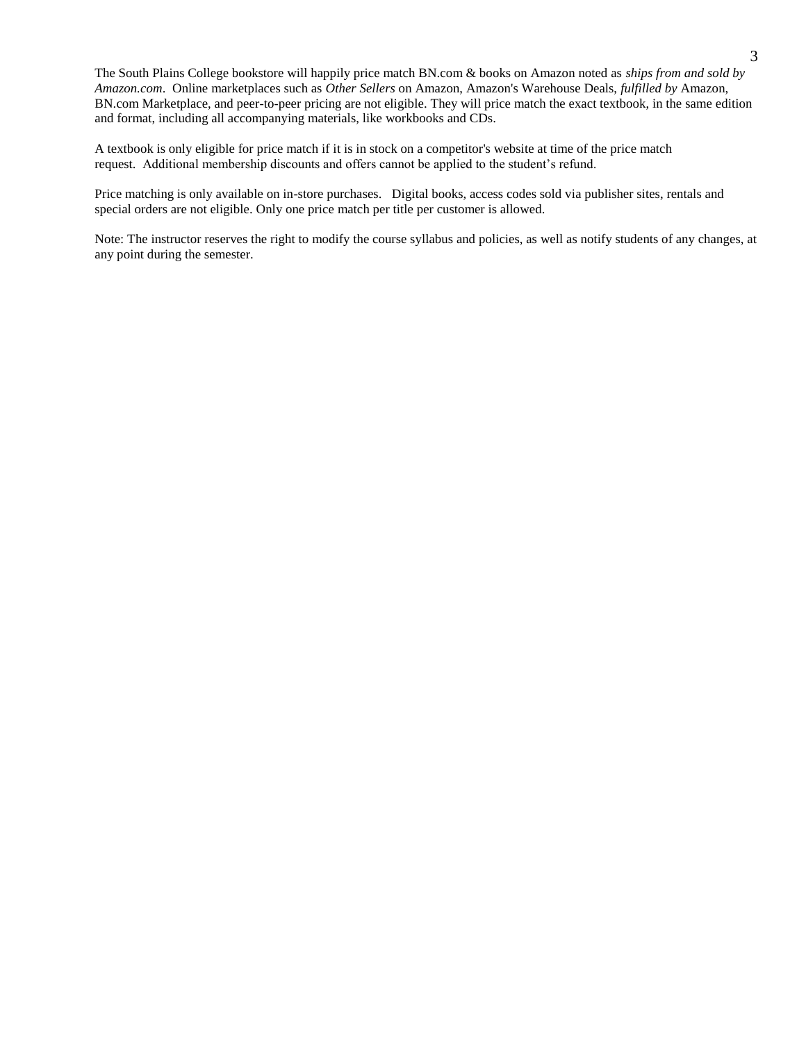The South Plains College bookstore will happily price match BN.com & books on Amazon noted as *ships from and sold by Amazon.com*. Online marketplaces such as *Other Sellers* on Amazon, Amazon's Warehouse Deals, *fulfilled by* Amazon, BN.com Marketplace, and peer-to-peer pricing are not eligible. They will price match the exact textbook, in the same edition and format, including all accompanying materials, like workbooks and CDs.

A textbook is only eligible for price match if it is in stock on a competitor's website at time of the price match request. Additional membership discounts and offers cannot be applied to the student's refund.

Price matching is only available on in-store purchases. Digital books, access codes sold via publisher sites, rentals and special orders are not eligible. Only one price match per title per customer is allowed.

Note: The instructor reserves the right to modify the course syllabus and policies, as well as notify students of any changes, at any point during the semester.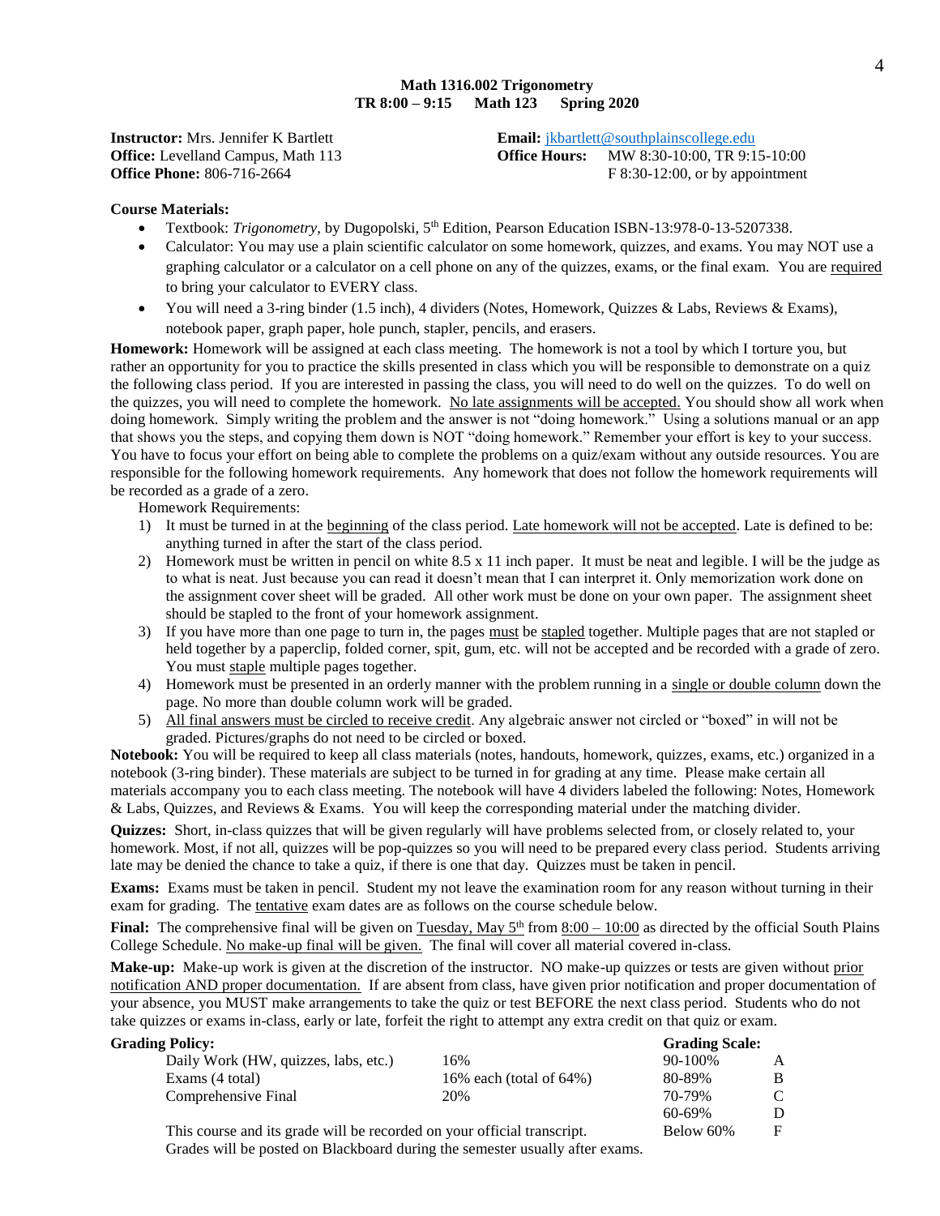**Math 1316.002 Trigonometry**
**TR 8:00 – 9:15 Math 123 Spring 2020**

**Instructor:** Mrs. Jennifer K Bartlett
**Office:** Levelland Campus, Math 113
**Office Phone:** 806-716-2664

**Email:** jkbartlett@southplainscollege.edu
**Office Hours:** MW 8:30-10:00, TR 9:15-10:00
F 8:30-12:00, or by appointment

**Course Materials:**

- Textbook: *Trigonometry,* by Dugopolski, 5th Edition, Pearson Education ISBN-13:978-0-13-5207338.
- Calculator: You may use a plain scientific calculator on some homework, quizzes, and exams. You may NOT use a graphing calculator or a calculator on a cell phone on any of the quizzes, exams, or the final exam. You are required to bring your calculator to EVERY class.
- You will need a 3-ring binder (1.5 inch), 4 dividers (Notes, Homework, Quizzes & Labs, Reviews & Exams), notebook paper, graph paper, hole punch, stapler, pencils, and erasers.

**Homework:** Homework will be assigned at each class meeting. The homework is not a tool by which I torture you, but rather an opportunity for you to practice the skills presented in class which you will be responsible to demonstrate on a quiz the following class period. If you are interested in passing the class, you will need to do well on the quizzes. To do well on the quizzes, you will need to complete the homework. No late assignments will be accepted. You should show all work when doing homework. Simply writing the problem and the answer is not "doing homework." Using a solutions manual or an app that shows you the steps, and copying them down is NOT "doing homework." Remember your effort is key to your success. You have to focus your effort on being able to complete the problems on a quiz/exam without any outside resources. You are responsible for the following homework requirements. Any homework that does not follow the homework requirements will be recorded as a grade of a zero.

Homework Requirements:

1) It must be turned in at the beginning of the class period. Late homework will not be accepted. Late is defined to be: anything turned in after the start of the class period.
2) Homework must be written in pencil on white 8.5 x 11 inch paper. It must be neat and legible. I will be the judge as to what is neat. Just because you can read it doesn't mean that I can interpret it. Only memorization work done on the assignment cover sheet will be graded. All other work must be done on your own paper. The assignment sheet should be stapled to the front of your homework assignment.
3) If you have more than one page to turn in, the pages must be stapled together. Multiple pages that are not stapled or held together by a paperclip, folded corner, spit, gum, etc. will not be accepted and be recorded with a grade of zero. You must staple multiple pages together.
4) Homework must be presented in an orderly manner with the problem running in a single or double column down the page. No more than double column work will be graded.
5) All final answers must be circled to receive credit. Any algebraic answer not circled or "boxed" in will not be graded. Pictures/graphs do not need to be circled or boxed.

**Notebook:** You will be required to keep all class materials (notes, handouts, homework, quizzes, exams, etc.) organized in a notebook (3-ring binder). These materials are subject to be turned in for grading at any time. Please make certain all materials accompany you to each class meeting. The notebook will have 4 dividers labeled the following: Notes, Homework & Labs, Quizzes, and Reviews & Exams. You will keep the corresponding material under the matching divider.

**Quizzes:** Short, in-class quizzes that will be given regularly will have problems selected from, or closely related to, your homework. Most, if not all, quizzes will be pop-quizzes so you will need to be prepared every class period. Students arriving late may be denied the chance to take a quiz, if there is one that day. Quizzes must be taken in pencil.

**Exams:** Exams must be taken in pencil. Student my not leave the examination room for any reason without turning in their exam for grading. The tentative exam dates are as follows on the course schedule below.

**Final:** The comprehensive final will be given on Tuesday, May 5th from 8:00 – 10:00 as directed by the official South Plains College Schedule. No make-up final will be given. The final will cover all material covered in-class.

**Make-up:** Make-up work is given at the discretion of the instructor. NO make-up quizzes or tests are given without prior notification AND proper documentation. If are absent from class, have given prior notification and proper documentation of your absence, you MUST make arrangements to take the quiz or test BEFORE the next class period. Students who do not take quizzes or exams in-class, early or late, forfeit the right to attempt any extra credit on that quiz or exam.

**Grading Policy:**

| | |
|---|---|
| Daily Work (HW, quizzes, labs, etc.) | 16% |
| Exams (4 total) | 16% each (total of 64%) |
| Comprehensive Final | 20% |

**Grading Scale:**

| | |
|---|---|
| 90-100% | A |
| 80-89% | B |
| 70-79% | C |
| 60-69% | D |
| Below 60% | F |

This course and its grade will be recorded on your official transcript.
Grades will be posted on Blackboard during the semester usually after exams.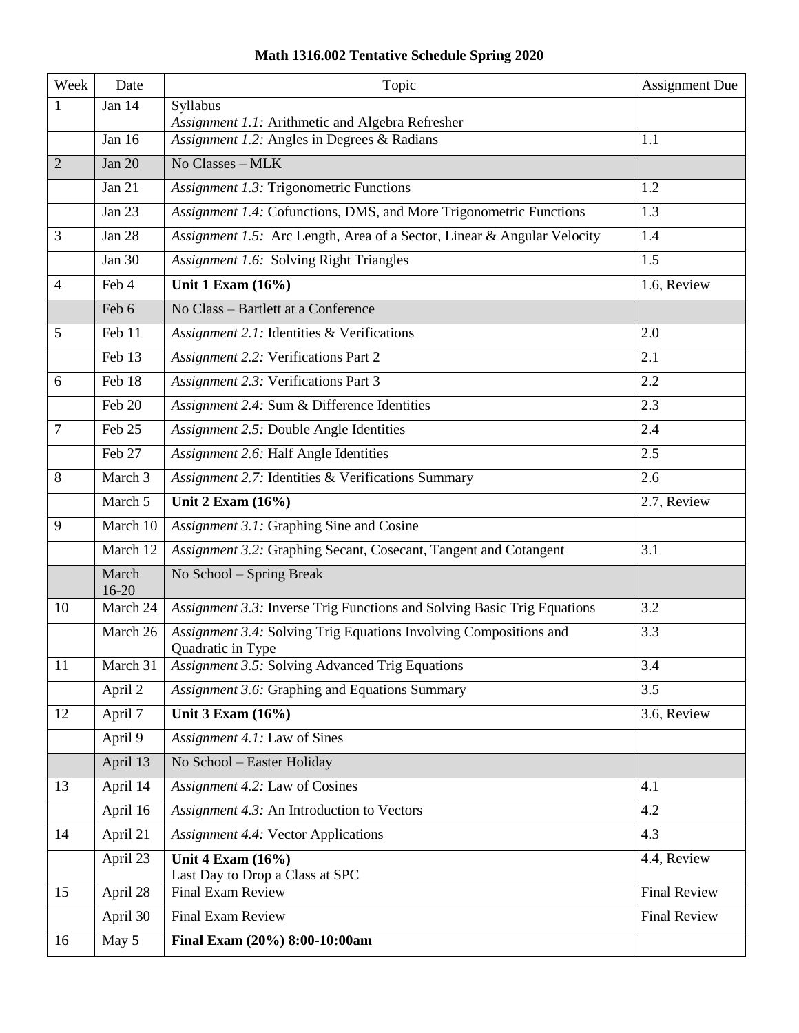# Math 1316.002 Tentative Schedule Spring 2020

| Week | Date | Topic | Assignment Due |
|---|---|---|---|
| 1 | Jan 14 | Syllabus<br>*Assignment 1.1:* Arithmetic and Algebra Refresher | |
| | Jan 16 | *Assignment 1.2:* Angles in Degrees & Radians | 1.1 |
| 2 | Jan 20 | No Classes – MLK | |
| | Jan 21 | *Assignment 1.3:* Trigonometric Functions | 1.2 |
| | Jan 23 | *Assignment 1.4:* Cofunctions, DMS, and More Trigonometric Functions | 1.3 |
| 3 | Jan 28 | *Assignment 1.5:* Arc Length, Area of a Sector, Linear & Angular Velocity | 1.4 |
| | Jan 30 | *Assignment 1.6:* Solving Right Triangles | 1.5 |
| 4 | Feb 4 | **Unit 1 Exam (16%)** | 1.6, Review |
| | Feb 6 | No Class – Bartlett at a Conference | |
| 5 | Feb 11 | *Assignment 2.1:* Identities & Verifications | 2.0 |
| | Feb 13 | *Assignment 2.2:* Verifications Part 2 | 2.1 |
| 6 | Feb 18 | *Assignment 2.3:* Verifications Part 3 | 2.2 |
| | Feb 20 | *Assignment 2.4:* Sum & Difference Identities | 2.3 |
| 7 | Feb 25 | *Assignment 2.5:* Double Angle Identities | 2.4 |
| | Feb 27 | *Assignment 2.6:* Half Angle Identities | 2.5 |
| 8 | March 3 | *Assignment 2.7:* Identities & Verifications Summary | 2.6 |
| | March 5 | **Unit 2 Exam (16%)** | 2.7, Review |
| 9 | March 10 | *Assignment 3.1:* Graphing Sine and Cosine | |
| | March 12 | *Assignment 3.2:* Graphing Secant, Cosecant, Tangent and Cotangent | 3.1 |
| | March 16-20 | No School – Spring Break | |
| 10 | March 24 | *Assignment 3.3:* Inverse Trig Functions and Solving Basic Trig Equations | 3.2 |
| | March 26 | *Assignment 3.4:* Solving Trig Equations Involving Compositions and Quadratic in Type | 3.3 |
| 11 | March 31 | *Assignment 3.5:* Solving Advanced Trig Equations | 3.4 |
| | April 2 | *Assignment 3.6:* Graphing and Equations Summary | 3.5 |
| 12 | April 7 | **Unit 3 Exam (16%)** | 3.6, Review |
| | April 9 | *Assignment 4.1:* Law of Sines | |
| | April 13 | No School – Easter Holiday | |
| 13 | April 14 | *Assignment 4.2:* Law of Cosines | 4.1 |
| | April 16 | *Assignment 4.3:* An Introduction to Vectors | 4.2 |
| 14 | April 21 | *Assignment 4.4:* Vector Applications | 4.3 |
| | April 23 | **Unit 4 Exam (16%)**<br>Last Day to Drop a Class at SPC | 4.4, Review |
| 15 | April 28 | Final Exam Review | Final Review |
| | April 30 | Final Exam Review | Final Review |
| 16 | May 5 | **Final Exam (20%) 8:00-10:00am** | |